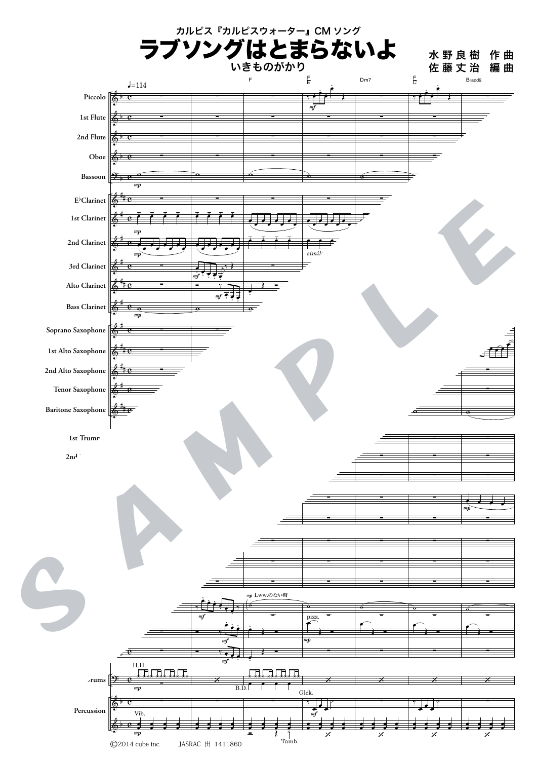カルピス『カルピスウォーター』CM ソング

# ラブソングはとまらないよ

いきものがかり

水野良樹 作曲
佐藤丈治 編曲

©2014 cube inc.　　JASRAC 出 1411860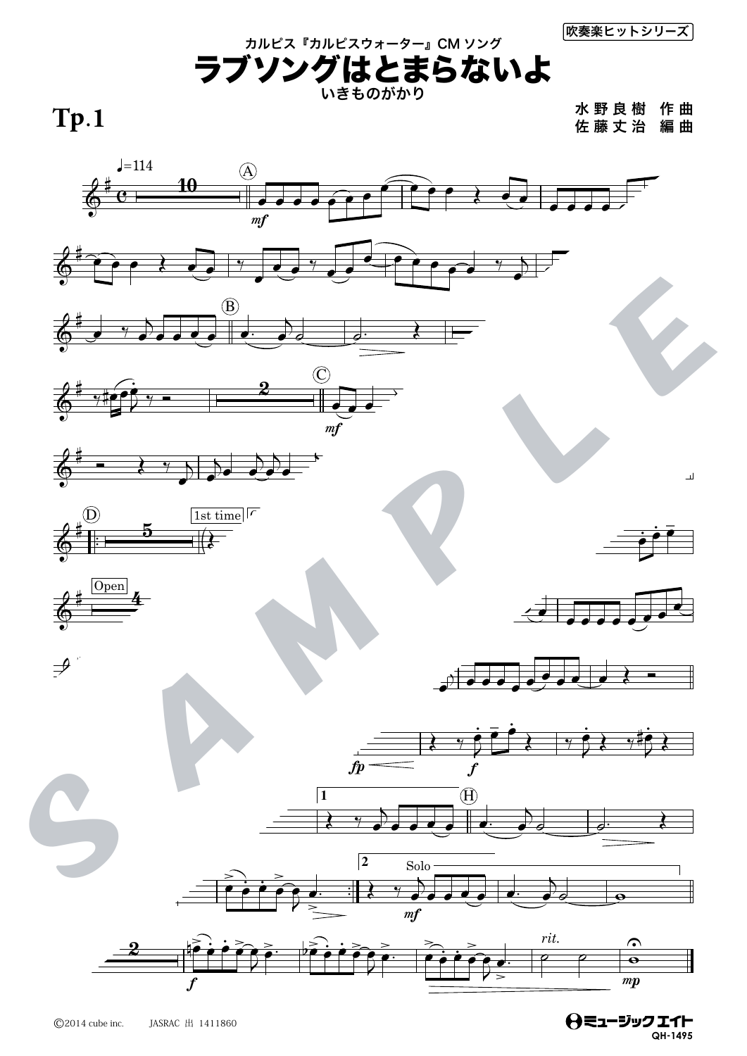吹奏楽ヒットシリーズ

カルピス『カルピスウォーター』CM ソング

# ラブソングはとまらないよ

いきものがかり

## Tp.1

水 野 良 樹　作 曲
佐 藤 丈 治　編 曲

©2014 cube inc.　　JASRAC 出 1411860

ミュージックエイト
QH-1495